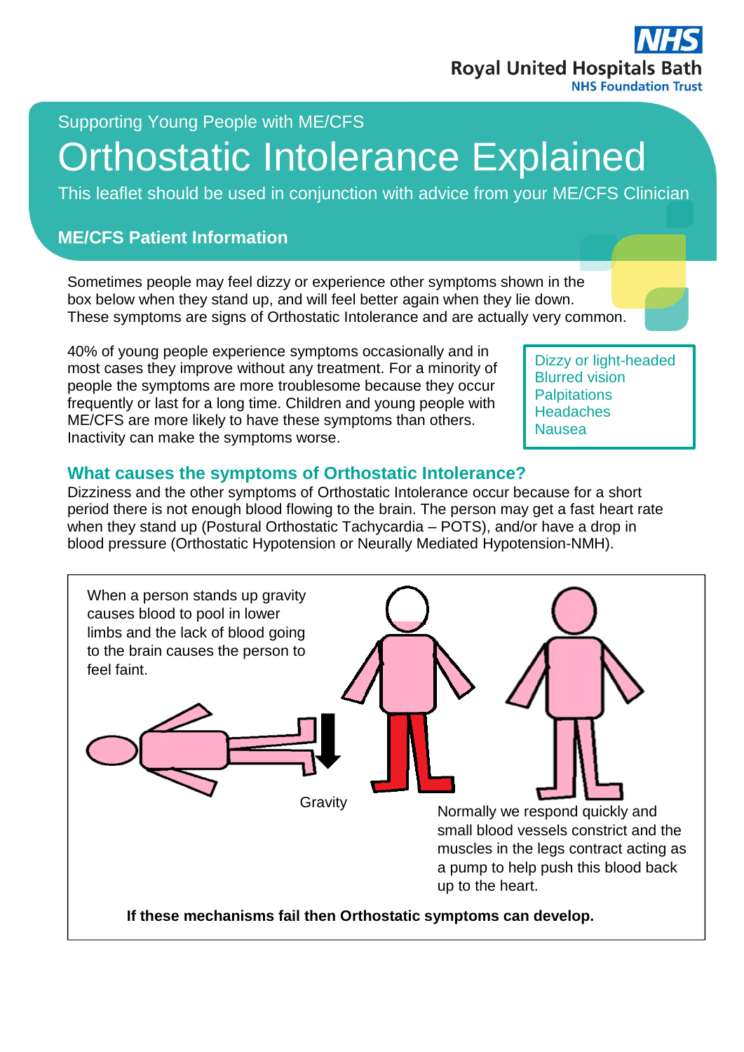Royal United Hospitals Bath
NHS Foundation Trust

Supporting Young People with ME/CFS

# Orthostatic Intolerance Explained

This leaflet should be used in conjunction with advice from your ME/CFS Clinician

## ME/CFS Patient Information

Sometimes people may feel dizzy or experience other symptoms shown in the box below when they stand up, and will feel better again when they lie down. These symptoms are signs of Orthostatic Intolerance and are actually very common.

40% of young people experience symptoms occasionally and in most cases they improve without any treatment. For a minority of people the symptoms are more troublesome because they occur frequently or last for a long time. Children and young people with ME/CFS are more likely to have these symptoms than others. Inactivity can make the symptoms worse.

- Dizzy or light-headed
- Blurred vision
- Palpitations
- Headaches
- Nausea

## What causes the symptoms of Orthostatic Intolerance?

Dizziness and the other symptoms of Orthostatic Intolerance occur because for a short period there is not enough blood flowing to the brain. The person may get a fast heart rate when they stand up (Postural Orthostatic Tachycardia – POTS), and/or have a drop in blood pressure (Orthostatic Hypotension or Neurally Mediated Hypotension-NMH).

When a person stands up gravity causes blood to pool in lower limbs and the lack of blood going to the brain causes the person to feel faint.

Gravity

Normally we respond quickly and small blood vessels constrict and the muscles in the legs contract acting as a pump to help push this blood back up to the heart.

**If these mechanisms fail then Orthostatic symptoms can develop.**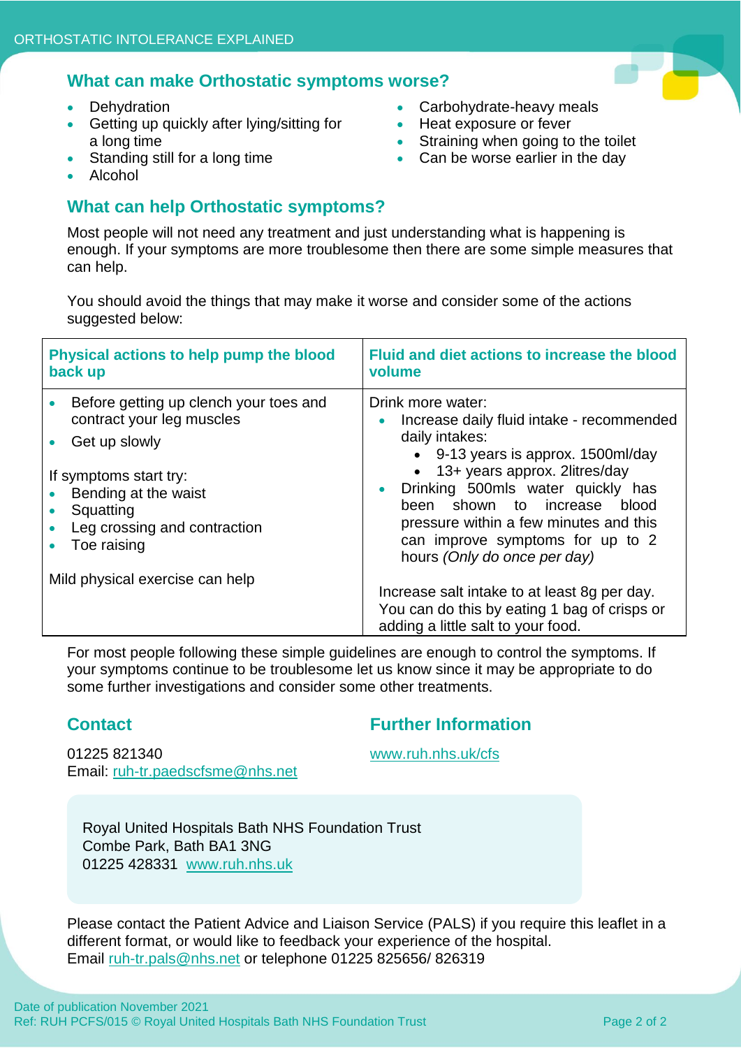## What can make Orthostatic symptoms worse?

- Dehydration
- Getting up quickly after lying/sitting for a long time
- Standing still for a long time
- Alcohol
- Carbohydrate-heavy meals
- Heat exposure or fever
- Straining when going to the toilet
- Can be worse earlier in the day

## What can help Orthostatic symptoms?

Most people will not need any treatment and just understanding what is happening is enough. If your symptoms are more troublesome then there are some simple measures that can help.

You should avoid the things that may make it worse and consider some of the actions suggested below:

| Physical actions to help pump the blood back up | Fluid and diet actions to increase the blood volume |
|---|---|
| • Before getting up clench your toes and contract your leg muscles<br>• Get up slowly<br><br>If symptoms start try:<br>• Bending at the waist<br>• Squatting<br>• Leg crossing and contraction<br>• Toe raising<br><br>Mild physical exercise can help | Drink more water:<br>• Increase daily fluid intake - recommended daily intakes:<br>  ◦ 9-13 years is approx. 1500ml/day<br>  ◦ 13+ years approx. 2litres/day<br>• Drinking 500mls water quickly has been shown to increase blood pressure within a few minutes and this can improve symptoms for up to 2 hours *(Only do once per day)*<br><br>Increase salt intake to at least 8g per day. You can do this by eating 1 bag of crisps or adding a little salt to your food. |

For most people following these simple guidelines are enough to control the symptoms. If your symptoms continue to be troublesome let us know since it may be appropriate to do some further investigations and consider some other treatments.

## Contact

01225 821340
Email: ruh-tr.paedscfsme@nhs.net

## Further Information

www.ruh.nhs.uk/cfs

Royal United Hospitals Bath NHS Foundation Trust
Combe Park, Bath BA1 3NG
01225 428331 www.ruh.nhs.uk

Please contact the Patient Advice and Liaison Service (PALS) if you require this leaflet in a different format, or would like to feedback your experience of the hospital.
Email ruh-tr.pals@nhs.net or telephone 01225 825656/ 826319

Date of publication November 2021
Ref: RUH PCFS/015 © Royal United Hospitals Bath NHS Foundation Trust